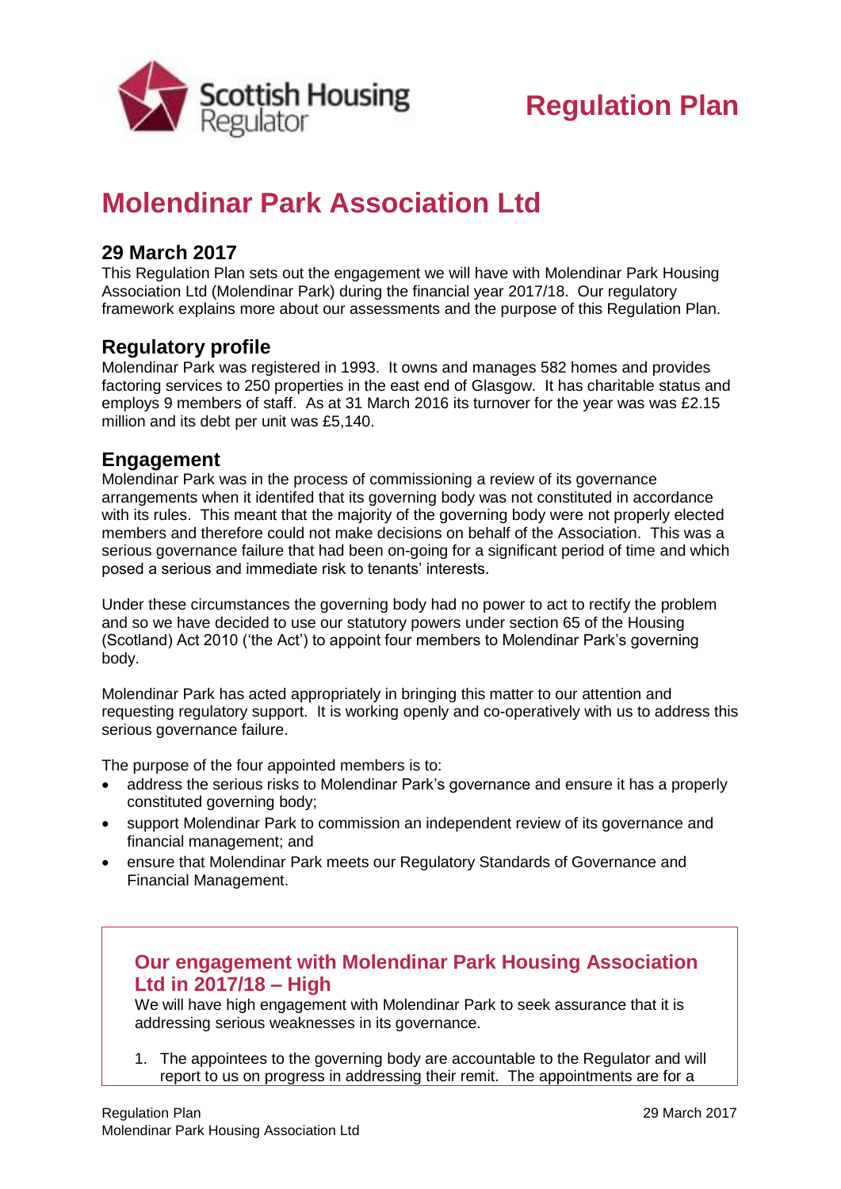# Regulation Plan

# Molendinar Park Association Ltd

## 29 March 2017

This Regulation Plan sets out the engagement we will have with Molendinar Park Housing Association Ltd (Molendinar Park) during the financial year 2017/18. Our regulatory framework explains more about our assessments and the purpose of this Regulation Plan.

## Regulatory profile

Molendinar Park was registered in 1993. It owns and manages 582 homes and provides factoring services to 250 properties in the east end of Glasgow. It has charitable status and employs 9 members of staff. As at 31 March 2016 its turnover for the year was was £2.15 million and its debt per unit was £5,140.

## Engagement

Molendinar Park was in the process of commissioning a review of its governance arrangements when it identifed that its governing body was not constituted in accordance with its rules. This meant that the majority of the governing body were not properly elected members and therefore could not make decisions on behalf of the Association. This was a serious governance failure that had been on-going for a significant period of time and which posed a serious and immediate risk to tenants' interests.

Under these circumstances the governing body had no power to act to rectify the problem and so we have decided to use our statutory powers under section 65 of the Housing (Scotland) Act 2010 ('the Act') to appoint four members to Molendinar Park's governing body.

Molendinar Park has acted appropriately in bringing this matter to our attention and requesting regulatory support. It is working openly and co-operatively with us to address this serious governance failure.

The purpose of the four appointed members is to:

- address the serious risks to Molendinar Park's governance and ensure it has a properly constituted governing body;
- support Molendinar Park to commission an independent review of its governance and financial management; and
- ensure that Molendinar Park meets our Regulatory Standards of Governance and Financial Management.

### Our engagement with Molendinar Park Housing Association Ltd in 2017/18 – High

We will have high engagement with Molendinar Park to seek assurance that it is addressing serious weaknesses in its governance.

1. The appointees to the governing body are accountable to the Regulator and will report to us on progress in addressing their remit. The appointments are for a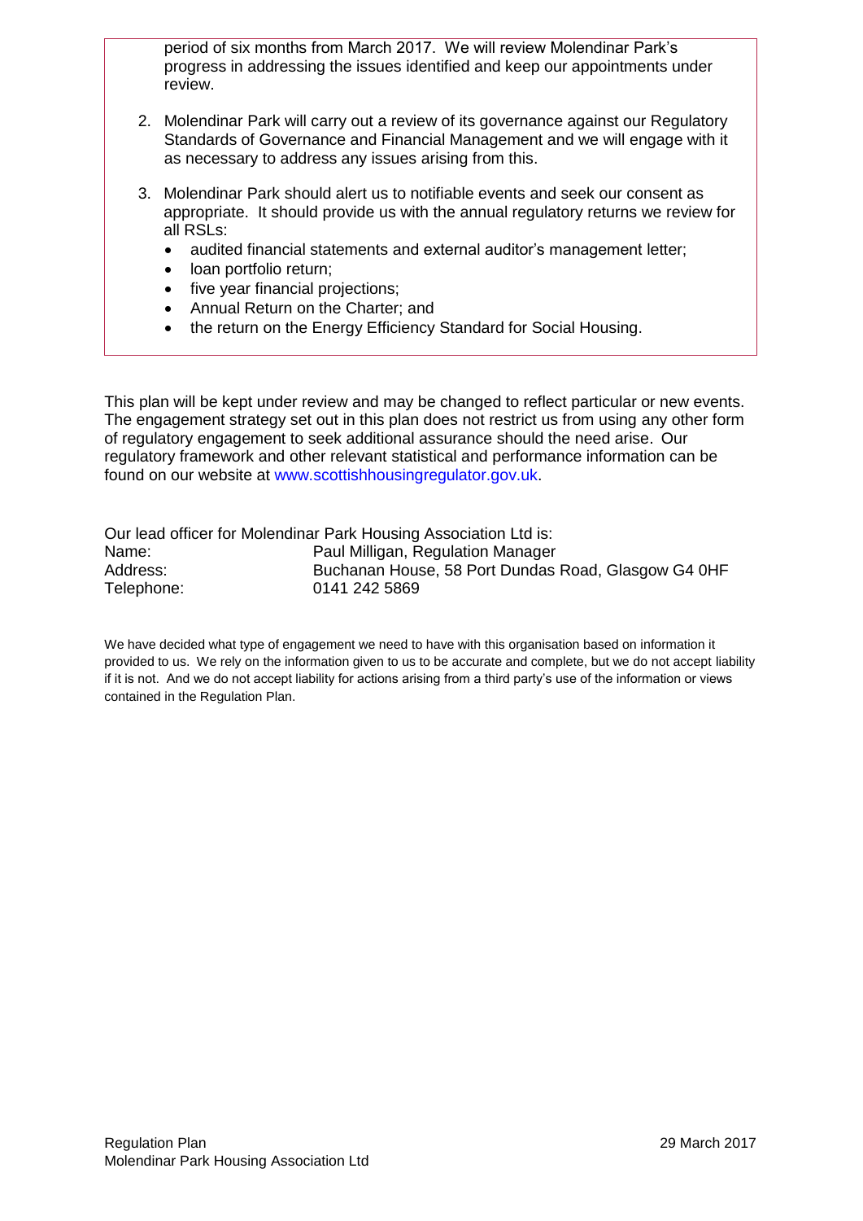period of six months from March 2017. We will review Molendinar Park's progress in addressing the issues identified and keep our appointments under review.

2. Molendinar Park will carry out a review of its governance against our Regulatory Standards of Governance and Financial Management and we will engage with it as necessary to address any issues arising from this.

3. Molendinar Park should alert us to notifiable events and seek our consent as appropriate. It should provide us with the annual regulatory returns we review for all RSLs:
   - audited financial statements and external auditor's management letter;
   - loan portfolio return;
   - five year financial projections;
   - Annual Return on the Charter; and
   - the return on the Energy Efficiency Standard for Social Housing.

This plan will be kept under review and may be changed to reflect particular or new events. The engagement strategy set out in this plan does not restrict us from using any other form of regulatory engagement to seek additional assurance should the need arise. Our regulatory framework and other relevant statistical and performance information can be found on our website at www.scottishhousingregulator.gov.uk.

Our lead officer for Molendinar Park Housing Association Ltd is:

| | |
|---|---|
| Name: | Paul Milligan, Regulation Manager |
| Address: | Buchanan House, 58 Port Dundas Road, Glasgow G4 0HF |
| Telephone: | 0141 242 5869 |

We have decided what type of engagement we need to have with this organisation based on information it provided to us. We rely on the information given to us to be accurate and complete, but we do not accept liability if it is not. And we do not accept liability for actions arising from a third party's use of the information or views contained in the Regulation Plan.